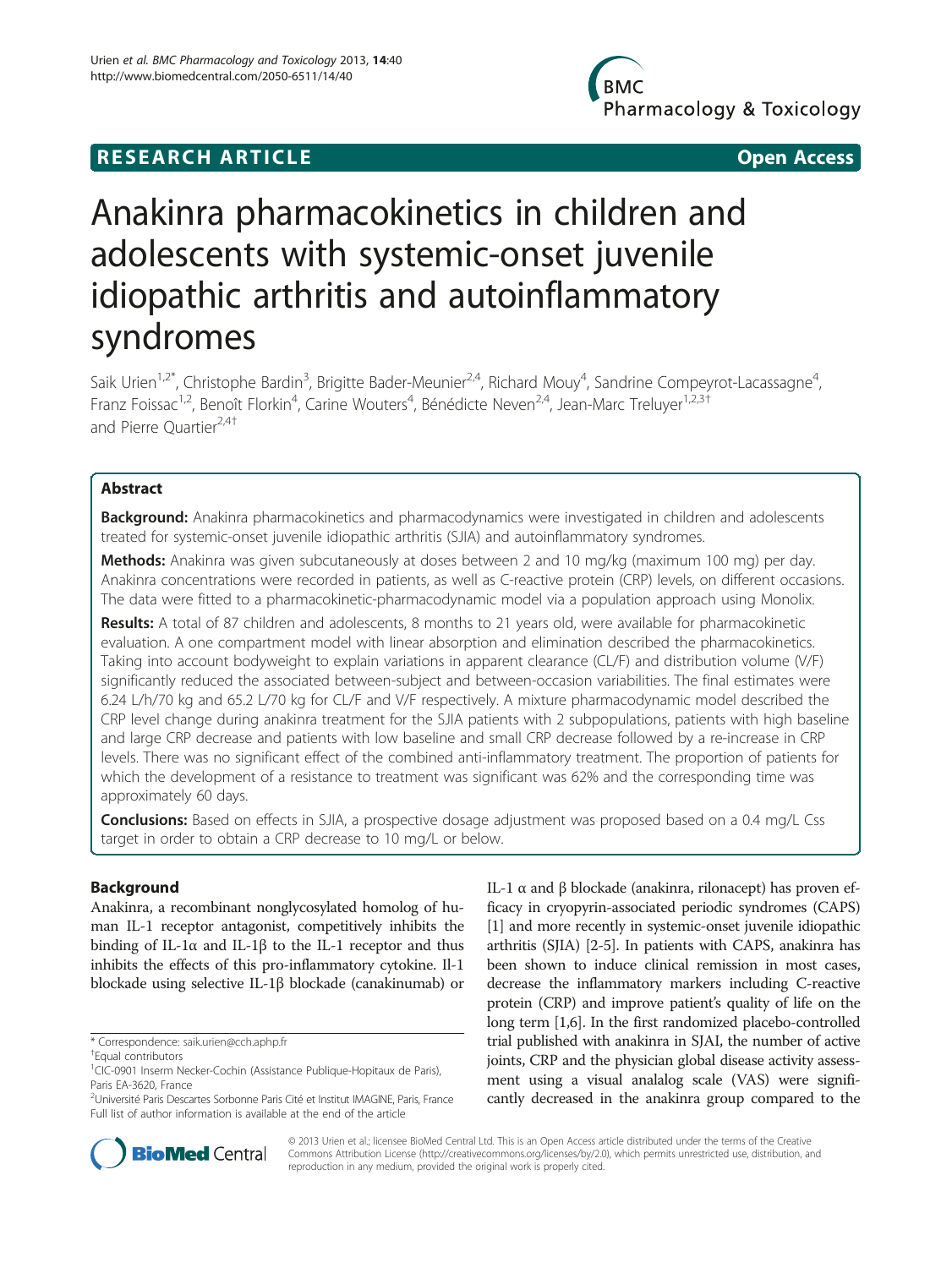**RESEARCH ARTICLE** **Open Access**

# Anakinra pharmacokinetics in children and adolescents with systemic-onset juvenile idiopathic arthritis and autoinflammatory syndromes

Saik Urien[1,2*], Christophe Bardin[3], Brigitte Bader-Meunier[2,4], Richard Mouy[4], Sandrine Compeyrot-Lacassagne[4], Franz Foissac[1,2], Benoît Florkin[4], Carine Wouters[4], Bénédicte Neven[2,4], Jean-Marc Treluyer[1,2,3†] and Pierre Quartier[2,4†]

## Abstract

**Background:** Anakinra pharmacokinetics and pharmacodynamics were investigated in children and adolescents treated for systemic-onset juvenile idiopathic arthritis (SJIA) and autoinflammatory syndromes.

**Methods:** Anakinra was given subcutaneously at doses between 2 and 10 mg/kg (maximum 100 mg) per day. Anakinra concentrations were recorded in patients, as well as C-reactive protein (CRP) levels, on different occasions. The data were fitted to a pharmacokinetic-pharmacodynamic model via a population approach using Monolix.

**Results:** A total of 87 children and adolescents, 8 months to 21 years old, were available for pharmacokinetic evaluation. A one compartment model with linear absorption and elimination described the pharmacokinetics. Taking into account bodyweight to explain variations in apparent clearance (CL/F) and distribution volume (V/F) significantly reduced the associated between-subject and between-occasion variabilities. The final estimates were 6.24 L/h/70 kg and 65.2 L/70 kg for CL/F and V/F respectively. A mixture pharmacodynamic model described the CRP level change during anakinra treatment for the SJIA patients with 2 subpopulations, patients with high baseline and large CRP decrease and patients with low baseline and small CRP decrease followed by a re-increase in CRP levels. There was no significant effect of the combined anti-inflammatory treatment. The proportion of patients for which the development of a resistance to treatment was significant was 62% and the corresponding time was approximately 60 days.

**Conclusions:** Based on effects in SJIA, a prospective dosage adjustment was proposed based on a 0.4 mg/L Css target in order to obtain a CRP decrease to 10 mg/L or below.

## Background

Anakinra, a recombinant nonglycosylated homolog of human IL-1 receptor antagonist, competitively inhibits the binding of IL-1α and IL-1β to the IL-1 receptor and thus inhibits the effects of this pro-inflammatory cytokine. Il-1 blockade using selective IL-1β blockade (canakinumab) or IL-1 α and β blockade (anakinra, rilonacept) has proven efficacy in cryopyrin-associated periodic syndromes (CAPS) [1] and more recently in systemic-onset juvenile idiopathic arthritis (SJIA) [2-5]. In patients with CAPS, anakinra has been shown to induce clinical remission in most cases, decrease the inflammatory markers including C-reactive protein (CRP) and improve patient's quality of life on the long term [1,6]. In the first randomized placebo-controlled trial published with anakinra in SJAI, the number of active joints, CRP and the physician global disease activity assessment using a visual analalog scale (VAS) were significantly decreased in the anakinra group compared to the

\* Correspondence: saik.urien@cch.aphp.fr

†Equal contributors

[1]CIC-0901 Inserm Necker-Cochin (Assistance Publique-Hopitaux de Paris), Paris EA-3620, France

[2]Université Paris Descartes Sorbonne Paris Cité et Institut IMAGINE, Paris, France

Full list of author information is available at the end of the article

© 2013 Urien et al.; licensee BioMed Central Ltd. This is an Open Access article distributed under the terms of the Creative Commons Attribution License (http://creativecommons.org/licenses/by/2.0), which permits unrestricted use, distribution, and reproduction in any medium, provided the original work is properly cited.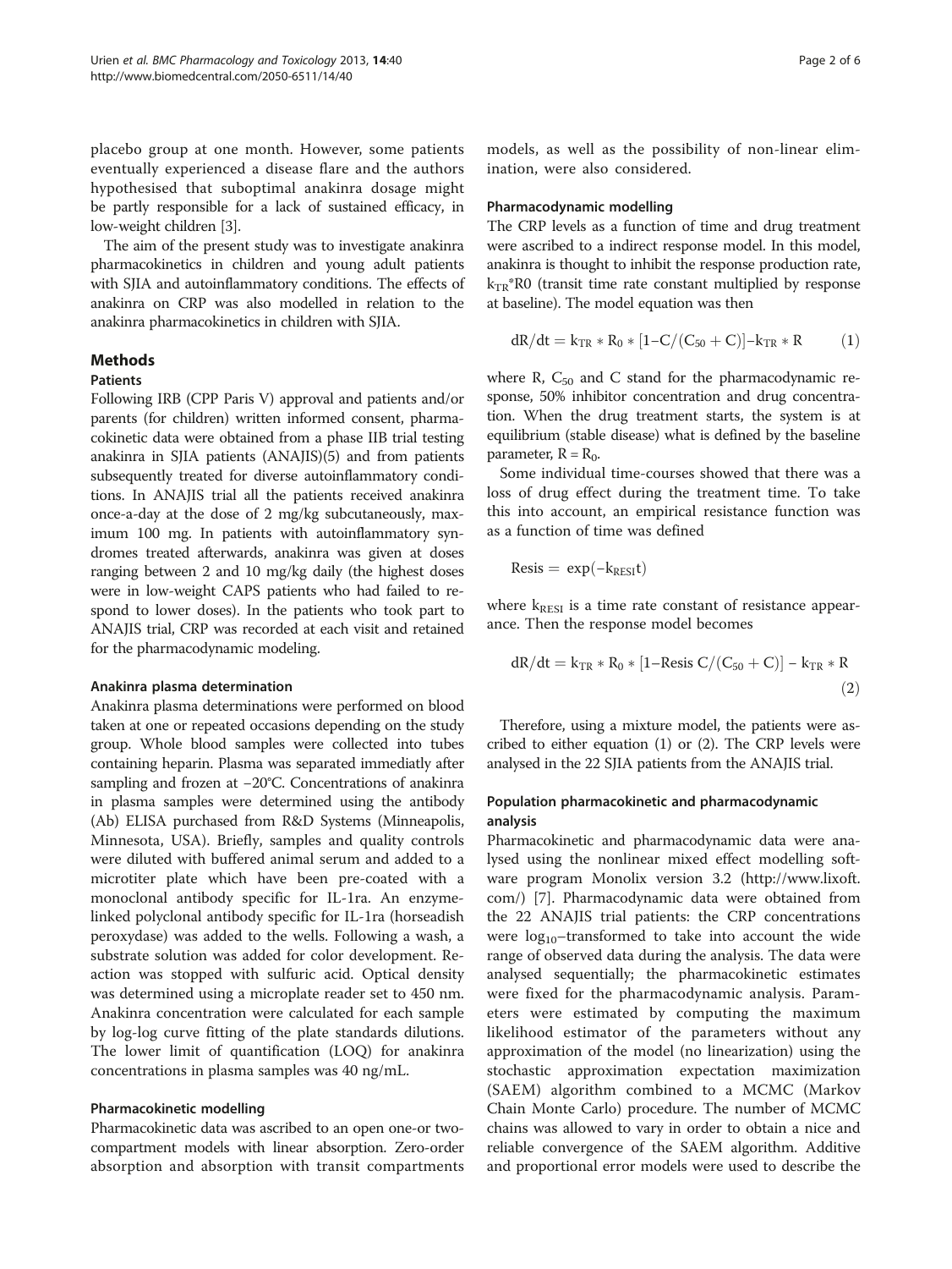placebo group at one month. However, some patients eventually experienced a disease flare and the authors hypothesised that suboptimal anakinra dosage might be partly responsible for a lack of sustained efficacy, in low-weight children [3].

The aim of the present study was to investigate anakinra pharmacokinetics in children and young adult patients with SJIA and autoinflammatory conditions. The effects of anakinra on CRP was also modelled in relation to the anakinra pharmacokinetics in children with SJIA.

## Methods

### Patients

Following IRB (CPP Paris V) approval and patients and/or parents (for children) written informed consent, pharmacokinetic data were obtained from a phase IIB trial testing anakinra in SJIA patients (ANAJIS)(5) and from patients subsequently treated for diverse autoinflammatory conditions. In ANAJIS trial all the patients received anakinra once-a-day at the dose of 2 mg/kg subcutaneously, maximum 100 mg. In patients with autoinflammatory syndromes treated afterwards, anakinra was given at doses ranging between 2 and 10 mg/kg daily (the highest doses were in low-weight CAPS patients who had failed to respond to lower doses). In the patients who took part to ANAJIS trial, CRP was recorded at each visit and retained for the pharmacodynamic modeling.

#### Anakinra plasma determination

Anakinra plasma determinations were performed on blood taken at one or repeated occasions depending on the study group. Whole blood samples were collected into tubes containing heparin. Plasma was separated immediately after sampling and frozen at −20°C. Concentrations of anakinra in plasma samples were determined using the antibody (Ab) ELISA purchased from R&D Systems (Minneapolis, Minnesota, USA). Briefly, samples and quality controls were diluted with buffered animal serum and added to a microtiter plate which have been pre-coated with a monoclonal antibody specific for IL-1ra. An enzyme-linked polyclonal antibody specific for IL-1ra (horseadish peroxydase) was added to the wells. Following a wash, a substrate solution was added for color development. Reaction was stopped with sulfuric acid. Optical density was determined using a microplate reader set to 450 nm. Anakinra concentration were calculated for each sample by log-log curve fitting of the plate standards dilutions. The lower limit of quantification (LOQ) for anakinra concentrations in plasma samples was 40 ng/mL.

#### Pharmacokinetic modelling

Pharmacokinetic data was ascribed to an open one-or two-compartment models with linear absorption. Zero-order absorption and absorption with transit compartments models, as well as the possibility of non-linear elimination, were also considered.

#### Pharmacodynamic modelling

The CRP levels as a function of time and drug treatment were ascribed to a indirect response model. In this model, anakinra is thought to inhibit the response production rate, $k_{TR}$*R0 (transit time rate constant multiplied by response at baseline). The model equation was then

$$dR/dt = k_{TR} * R_0 * [1 - C/(C_{50} + C)] - k_{TR} * R \qquad (1)$$

where R, $C_{50}$ and C stand for the pharmacodynamic response, 50% inhibitor concentration and drug concentration. When the drug treatment starts, the system is at equilibrium (stable disease) what is defined by the baseline parameter, $R = R_0$.

Some individual time-courses showed that there was a loss of drug effect during the treatment time. To take this into account, an empirical resistance function was as a function of time was defined

$$\text{Resis} = \exp(-k_{RESI} t)$$

where $k_{RESI}$ is a time rate constant of resistance appearance. Then the response model becomes

$$dR/dt = k_{TR} * R_0 * [1 - \text{Resis}\ C/(C_{50} + C)] - k_{TR} * R \qquad (2)$$

Therefore, using a mixture model, the patients were ascribed to either equation (1) or (2). The CRP levels were analysed in the 22 SJIA patients from the ANAJIS trial.

### Population pharmacokinetic and pharmacodynamic analysis

Pharmacokinetic and pharmacodynamic data were analysed using the nonlinear mixed effect modelling software program Monolix version 3.2 (http://www.lixoft.com/) [7]. Pharmacodynamic data were obtained from the 22 ANAJIS trial patients: the CRP concentrations were $\log_{10}$–transformed to take into account the wide range of observed data during the analysis. The data were analysed sequentially; the pharmacokinetic estimates were fixed for the pharmacodynamic analysis. Parameters were estimated by computing the maximum likelihood estimator of the parameters without any approximation of the model (no linearization) using the stochastic approximation expectation maximization (SAEM) algorithm combined to a MCMC (Markov Chain Monte Carlo) procedure. The number of MCMC chains was allowed to vary in order to obtain a nice and reliable convergence of the SAEM algorithm. Additive and proportional error models were used to describe the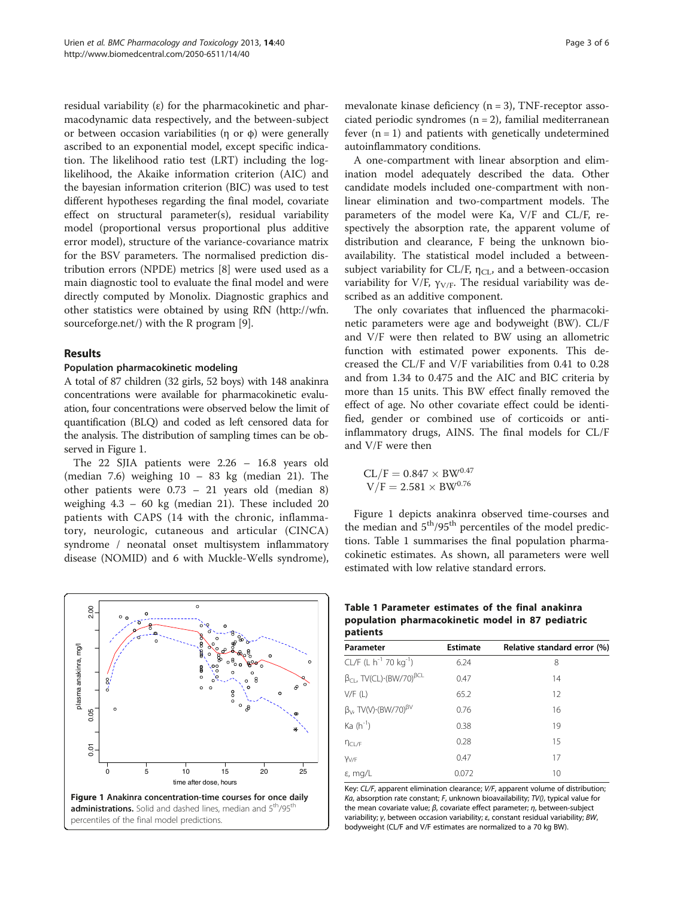residual variability (ε) for the pharmacokinetic and pharmacodynamic data respectively, and the between-subject or between occasion variabilities (η or φ) were generally ascribed to an exponential model, except specific indication. The likelihood ratio test (LRT) including the log-likelihood, the Akaike information criterion (AIC) and the bayesian information criterion (BIC) was used to test different hypotheses regarding the final model, covariate effect on structural parameter(s), residual variability model (proportional versus proportional plus additive error model), structure of the variance-covariance matrix for the BSV parameters. The normalised prediction distribution errors (NPDE) metrics [8] were used used as a main diagnostic tool to evaluate the final model and were directly computed by Monolix. Diagnostic graphics and other statistics were obtained by using RfN (http://wfn.sourceforge.net/) with the R program [9].

## Results

### Population pharmacokinetic modeling

A total of 87 children (32 girls, 52 boys) with 148 anakinra concentrations were available for pharmacokinetic evaluation, four concentrations were observed below the limit of quantification (BLQ) and coded as left censored data for the analysis. The distribution of sampling times can be observed in Figure 1.

The 22 SJIA patients were 2.26 – 16.8 years old (median 7.6) weighing 10 – 83 kg (median 21). The other patients were 0.73 – 21 years old (median 8) weighing 4.3 – 60 kg (median 21). These included 20 patients with CAPS (14 with the chronic, inflammatory, neurologic, cutaneous and articular (CINCA) syndrome / neonatal onset multisystem inflammatory disease (NOMID) and 6 with Muckle-Wells syndrome), mevalonate kinase deficiency (n = 3), TNF-receptor associated periodic syndromes (n = 2), familial mediterranean fever (n = 1) and patients with genetically undetermined autoinflammatory conditions.

A one-compartment with linear absorption and elimination model adequately described the data. Other candidate models included one-compartment with nonlinear elimination and two-compartment models. The parameters of the model were Ka, V/F and CL/F, respectively the absorption rate, the apparent volume of distribution and clearance, F being the unknown bioavailability. The statistical model included a between-subject variability for CL/F, $\eta_{CL}$, and a between-occasion variability for V/F, $\gamma_{V/F}$. The residual variability was described as an additive component.

The only covariates that influenced the pharmacokinetic parameters were age and bodyweight (BW). CL/F and V/F were then related to BW using an allometric function with estimated power exponents. This decreased the CL/F and V/F variabilities from 0.41 to 0.28 and from 1.34 to 0.475 and the AIC and BIC criteria by more than 15 units. This BW effect finally removed the effect of age. No other covariate effect could be identified, gender or combined use of corticoids or anti-inflammatory drugs, AINS. The final models for CL/F and V/F were then

$$\mathrm{CL/F} = 0.847 \times \mathrm{BW}^{0.47}$$
$$\mathrm{V/F} = 2.581 \times \mathrm{BW}^{0.76}$$

Figure 1 depicts anakinra observed time-courses and the median and 5[th]/95[th] percentiles of the model predictions. Table 1 summarises the final population pharmacokinetic estimates. As shown, all parameters were well estimated with low relative standard errors.

**Figure 1 Anakinra concentration-time courses for once daily administrations.** Solid and dashed lines, median and 5[th]/95[th] percentiles of the final model predictions.

**Table 1 Parameter estimates of the final anakinra population pharmacokinetic model in 87 pediatric patients**

| Parameter | Estimate | Relative standard error (%) |
|---|---|---|
| CL/F (L $h^{-1}$ 70 $kg^{-1}$) | 6.24 | 8 |
| $\beta_{CL}$, TV(CL)·$(BW/70)^{\beta CL}$ | 0.47 | 14 |
| V/F (L) | 65.2 | 12 |
| $\beta_V$, TV(V)·$(BW/70)^{\beta V}$ | 0.76 | 16 |
| Ka ($h^{-1}$) | 0.38 | 19 |
| $\eta_{CL/F}$ | 0.28 | 15 |
| $\gamma_{V/F}$ | 0.47 | 17 |
| ε, mg/L | 0.072 | 10 |

Key: *CL/F*, apparent elimination clearance; *V/F*, apparent volume of distribution; *Ka*, absorption rate constant; *F*, unknown bioavailability; *TV()*, typical value for the mean covariate value; *β*, covariate effect parameter; *η*, between-subject variability; *γ*, between occasion variability; *ε*, constant residual variability; *BW*, bodyweight (CL/F and V/F estimates are normalized to a 70 kg BW).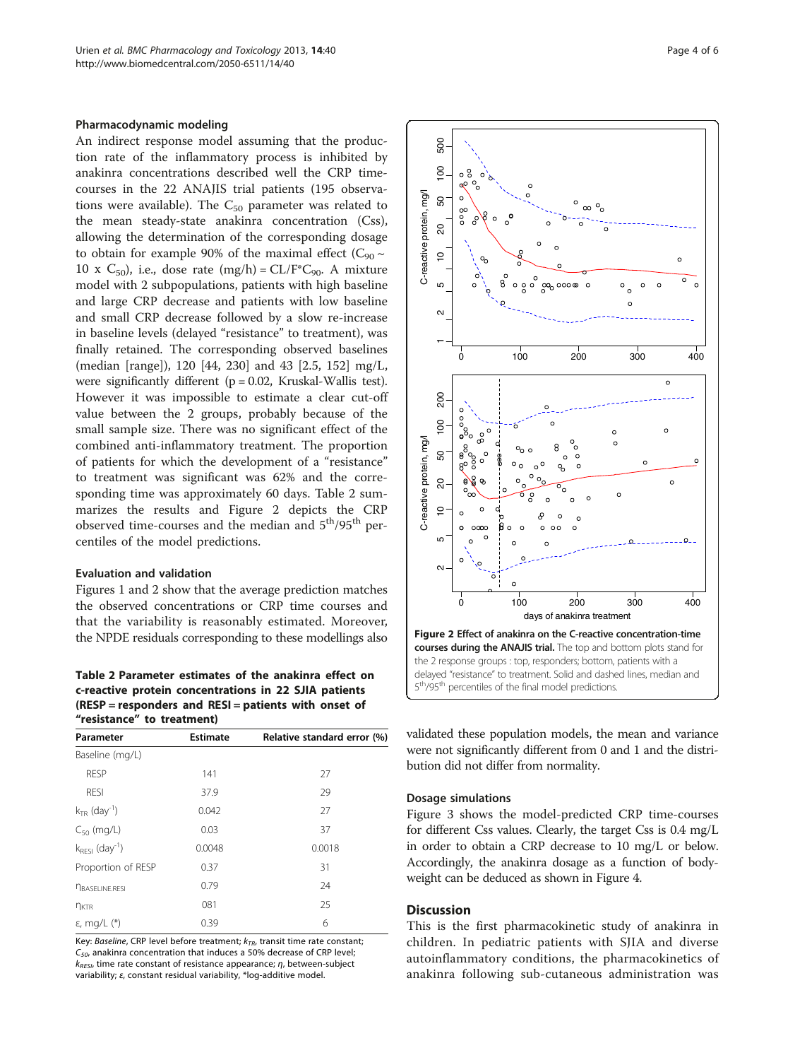### Pharmacodynamic modeling

An indirect response model assuming that the production rate of the inflammatory process is inhibited by anakinra concentrations described well the CRP time-courses in the 22 ANAJIS trial patients (195 observations were available). The $C_{50}$ parameter was related to the mean steady-state anakinra concentration (Css), allowing the determination of the corresponding dosage to obtain for example 90% of the maximal effect ($C_{90} \sim 10 \times C_{50}$), i.e., dose rate (mg/h) = CL/F*$C_{90}$. A mixture model with 2 subpopulations, patients with high baseline and large CRP decrease and patients with low baseline and small CRP decrease followed by a slow re-increase in baseline levels (delayed "resistance" to treatment), was finally retained. The corresponding observed baselines (median [range]), 120 [44, 230] and 43 [2.5, 152] mg/L, were significantly different ($p = 0.02$, Kruskal-Wallis test). However it was impossible to estimate a clear cut-off value between the 2 groups, probably because of the small sample size. There was no significant effect of the combined anti-inflammatory treatment. The proportion of patients for which the development of a "resistance" to treatment was significant was 62% and the corresponding time was approximately 60 days. Table 2 summarizes the results and Figure 2 depicts the CRP observed time-courses and the median and 5th/95th percentiles of the model predictions.

### Evaluation and validation

Figures 1 and 2 show that the average prediction matches the observed concentrations or CRP time courses and that the variability is reasonably estimated. Moreover, the NPDE residuals corresponding to these modellings also validated these population models, the mean and variance were not significantly different from 0 and 1 and the distribution did not differ from normality.

**Table 2 Parameter estimates of the anakinra effect on c-reactive protein concentrations in 22 SJIA patients (RESP = responders and RESI = patients with onset of "resistance" to treatment)**

| Parameter | Estimate | Relative standard error (%) |
|---|---|---|
| Baseline (mg/L) | | |
| RESP | 141 | 27 |
| RESI | 37.9 | 29 |
| $k_{TR}$ (day$^{-1}$) | 0.042 | 27 |
| $C_{50}$ (mg/L) | 0.03 | 37 |
| $k_{RESI}$ (day$^{-1}$) | 0.0048 | 0.0018 |
| Proportion of RESP | 0.37 | 31 |
| $\eta_{BASELINE.RESI}$ | 0.79 | 24 |
| $\eta_{KTR}$ | 081 | 25 |
| $\varepsilon$, mg/L (*) | 0.39 | 6 |

Key: *Baseline*, CRP level before treatment; $k_{TR}$, transit time rate constant; $C_{50}$, anakinra concentration that induces a 50% decrease of CRP level; $k_{RESI}$, time rate constant of resistance appearance; $\eta$, between-subject variability; $\varepsilon$, constant residual variability, *log-additive model.

**Figure 2 Effect of anakinra on the C-reactive concentration-time courses during the ANAJIS trial.** The top and bottom plots stand for the 2 response groups : top, responders; bottom, patients with a delayed "resistance" to treatment. Solid and dashed lines, median and 5th/95th percentiles of the final model predictions.

### Dosage simulations

Figure 3 shows the model-predicted CRP time-courses for different Css values. Clearly, the target Css is 0.4 mg/L in order to obtain a CRP decrease to 10 mg/L or below. Accordingly, the anakinra dosage as a function of bodyweight can be deduced as shown in Figure 4.

## Discussion

This is the first pharmacokinetic study of anakinra in children. In pediatric patients with SJIA and diverse autoinflammatory conditions, the pharmacokinetics of anakinra following sub-cutaneous administration was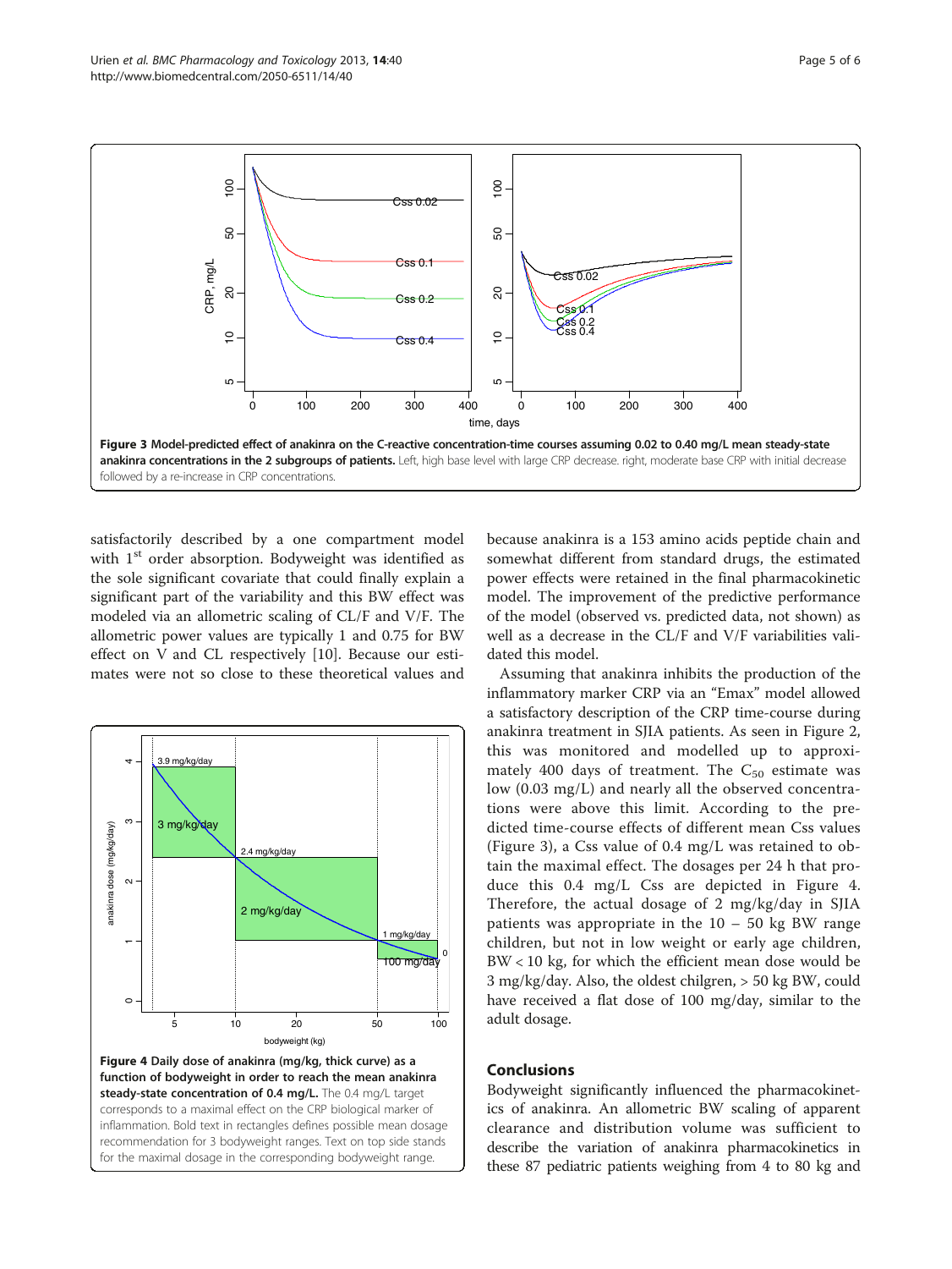Figure 3 Model-predicted effect of anakinra on the C-reactive concentration-time courses assuming 0.02 to 0.40 mg/L mean steady-state anakinra concentrations in the 2 subgroups of patients. Left, high base level with large CRP decrease. right, moderate base CRP with initial decrease followed by a re-increase in CRP concentrations.

satisfactorily described by a one compartment model with 1[st] order absorption. Bodyweight was identified as the sole significant covariate that could finally explain a significant part of the variability and this BW effect was modeled via an allometric scaling of CL/F and V/F. The allometric power values are typically 1 and 0.75 for BW effect on V and CL respectively [10]. Because our estimates were not so close to these theoretical values and because anakinra is a 153 amino acids peptide chain and somewhat different from standard drugs, the estimated power effects were retained in the final pharmacokinetic model. The improvement of the predictive performance of the model (observed vs. predicted data, not shown) as well as a decrease in the CL/F and V/F variabilities validated this model.

Assuming that anakinra inhibits the production of the inflammatory marker CRP via an "Emax" model allowed a satisfactory description of the CRP time-course during anakinra treatment in SJIA patients. As seen in Figure 2, this was monitored and modelled up to approximately 400 days of treatment. The $C_{50}$ estimate was low (0.03 mg/L) and nearly all the observed concentrations were above this limit. According to the predicted time-course effects of different mean Css values (Figure 3), a Css value of 0.4 mg/L was retained to obtain the maximal effect. The dosages per 24 h that produce this 0.4 mg/L Css are depicted in Figure 4. Therefore, the actual dosage of 2 mg/kg/day in SJIA patients was appropriate in the 10 – 50 kg BW range children, but not in low weight or early age children, BW < 10 kg, for which the efficient mean dose would be 3 mg/kg/day. Also, the oldest chilgren, > 50 kg BW, could have received a flat dose of 100 mg/day, similar to the adult dosage.

Figure 4 Daily dose of anakinra (mg/kg, thick curve) as a function of bodyweight in order to reach the mean anakinra steady-state concentration of 0.4 mg/L. The 0.4 mg/L target corresponds to a maximal effect on the CRP biological marker of inflammation. Bold text in rectangles defines possible mean dosage recommendation for 3 bodyweight ranges. Text on top side stands for the maximal dosage in the corresponding bodyweight range.

## Conclusions

Bodyweight significantly influenced the pharmacokinetics of anakinra. An allometric BW scaling of apparent clearance and distribution volume was sufficient to describe the variation of anakinra pharmacokinetics in these 87 pediatric patients weighing from 4 to 80 kg and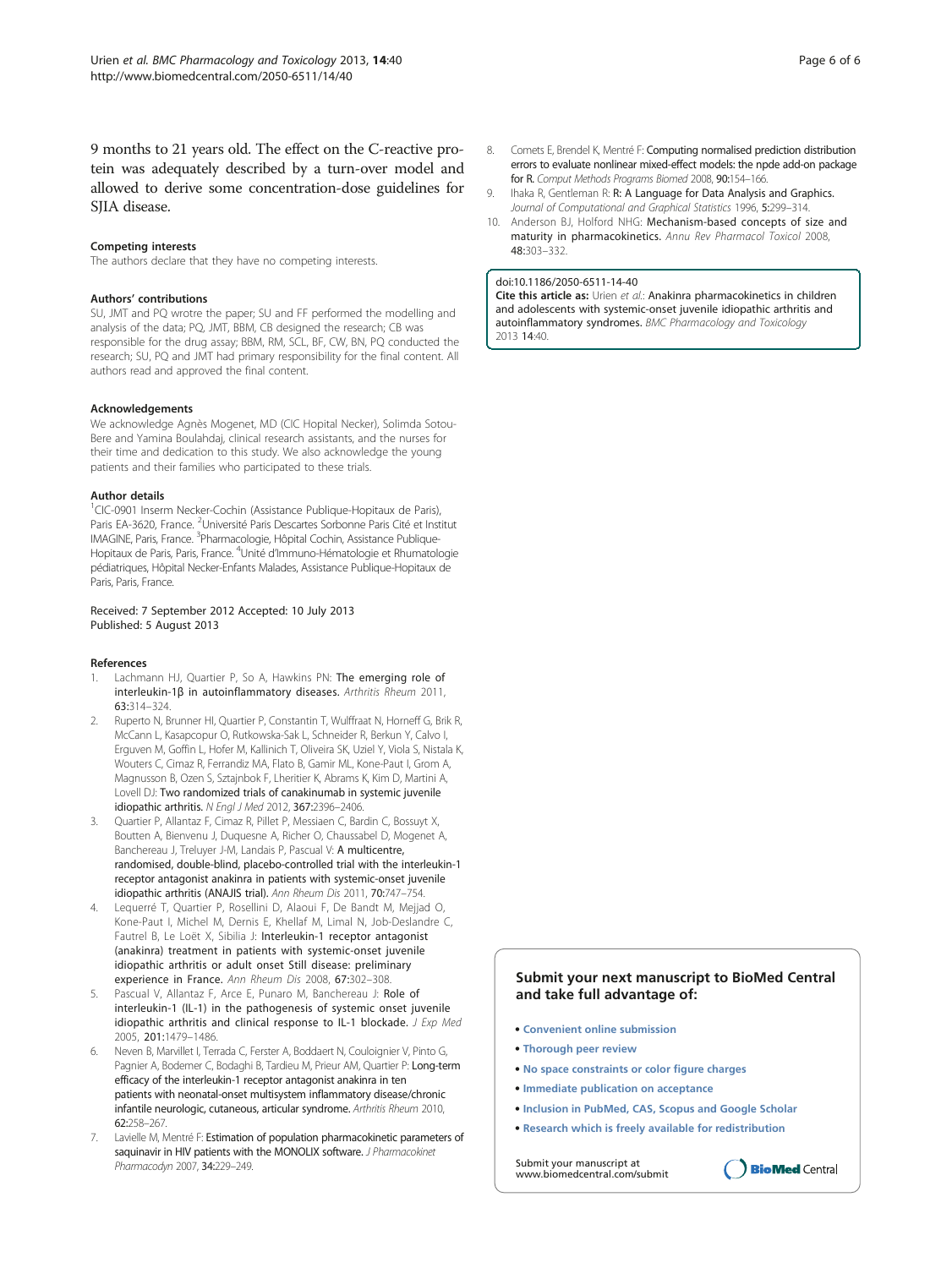9 months to 21 years old. The effect on the C-reactive protein was adequately described by a turn-over model and allowed to derive some concentration-dose guidelines for SJIA disease.

#### Competing interests

The authors declare that they have no competing interests.

#### Authors' contributions

SU, JMT and PQ wrote the paper; SU and FF performed the modelling and analysis of the data; PQ, JMT, BBM, CB designed the research; CB was responsible for the drug assay; BBM, RM, SCL, BF, CW, BN, PQ conducted the research; SU, PQ and JMT had primary responsibility for the final content. All authors read and approved the final content.

#### Acknowledgements

We acknowledge Agnès Mogenet, MD (CIC Hopital Necker), Solimda Sotou-Bere and Yamina Boulahdaj, clinical research assistants, and the nurses for their time and dedication to this study. We also acknowledge the young patients and their families who participated to these trials.

#### Author details

[1]CIC-0901 Inserm Necker-Cochin (Assistance Publique-Hopitaux de Paris), Paris EA-3620, France. [2]Université Paris Descartes Sorbonne Paris Cité et Institut IMAGINE, Paris, France. [3]Pharmacologie, Hôpital Cochin, Assistance Publique-Hopitaux de Paris, Paris, France. [4]Unité d'Immuno-Hématologie et Rhumatologie pédiatriques, Hôpital Necker-Enfants Malades, Assistance Publique-Hopitaux de Paris, Paris, France.

Received: 7 September 2012 Accepted: 10 July 2013
Published: 5 August 2013

#### References

1. Lachmann HJ, Quartier P, So A, Hawkins PN: **The emerging role of interleukin-1β in autoinflammatory diseases.** *Arthritis Rheum* 2011, **63:**314–324.
2. Ruperto N, Brunner HI, Quartier P, Constantin T, Wulffraat N, Horneff G, Brik R, McCann L, Kasapcopur O, Rutkowska-Sak L, Schneider R, Berkun Y, Calvo I, Erguven M, Goffin L, Hofer M, Kallinich T, Oliveira SK, Uziel Y, Viola S, Nistala K, Wouters C, Cimaz R, Ferrandiz MA, Flato B, Gamir ML, Kone-Paut I, Grom A, Magnusson B, Ozen S, Sztajnbok F, Lheritier K, Abrams K, Kim D, Martini A, Lovell DJ: **Two randomized trials of canakinumab in systemic juvenile idiopathic arthritis.** *N Engl J Med* 2012, **367:**2396–2406.
3. Quartier P, Allantaz F, Cimaz R, Pillet P, Messiaen C, Bardin C, Bossuyt X, Boutten A, Bienvenu J, Duquesne A, Richer O, Chaussabel D, Mogenet A, Banchereau J, Treluyer J-M, Landais P, Pascual V: **A multicentre, randomised, double-blind, placebo-controlled trial with the interleukin-1 receptor antagonist anakinra in patients with systemic-onset juvenile idiopathic arthritis (ANAJIS trial).** *Ann Rheum Dis* 2011, **70:**747–754.
4. Lequerré T, Quartier P, Rosellini D, Alaoui F, De Bandt M, Mejjad O, Kone-Paut I, Michel M, Dernis E, Khellaf M, Limal N, Job-Deslandre C, Fautrel B, Le Loët X, Sibilia J: **Interleukin-1 receptor antagonist (anakinra) treatment in patients with systemic-onset juvenile idiopathic arthritis or adult onset Still disease: preliminary experience in France.** *Ann Rheum Dis* 2008, **67:**302–308.
5. Pascual V, Allantaz F, Arce E, Punaro M, Banchereau J: **Role of interleukin-1 (IL-1) in the pathogenesis of systemic onset juvenile idiopathic arthritis and clinical response to IL-1 blockade.** *J Exp Med* 2005, **201:**1479–1486.
6. Neven B, Marvillet I, Terrada C, Ferster A, Boddaert N, Couloignier V, Pinto G, Pagnier A, Bodemer C, Bodaghi B, Tardieu M, Prieur AM, Quartier P: **Long-term efficacy of the interleukin-1 receptor antagonist anakinra in ten patients with neonatal-onset multisystem inflammatory disease/chronic infantile neurologic, cutaneous, articular syndrome.** *Arthritis Rheum* 2010, **62:**258–267.
7. Lavielle M, Mentré F: **Estimation of population pharmacokinetic parameters of saquinavir in HIV patients with the MONOLIX software.** *J Pharmacokinet Pharmacodyn* 2007, **34:**229–249.
8. Comets E, Brendel K, Mentré F: **Computing normalised prediction distribution errors to evaluate nonlinear mixed-effect models: the npde add-on package for R.** *Comput Methods Programs Biomed* 2008, **90:**154–166.
9. Ihaka R, Gentleman R: **R: A Language for Data Analysis and Graphics.** *Journal of Computational and Graphical Statistics* 1996, **5:**299–314.
10. Anderson BJ, Holford NHG: **Mechanism-based concepts of size and maturity in pharmacokinetics.** *Annu Rev Pharmacol Toxicol* 2008, **48:**303–332.

doi:10.1186/2050-6511-14-40

**Cite this article as:** Urien *et al.*: Anakinra pharmacokinetics in children and adolescents with systemic-onset juvenile idiopathic arthritis and autoinflammatory syndromes. *BMC Pharmacology and Toxicology* 2013 **14**:40.

**Submit your next manuscript to BioMed Central and take full advantage of:**

- **Convenient online submission**
- **Thorough peer review**
- **No space constraints or color figure charges**
- **Immediate publication on acceptance**
- **Inclusion in PubMed, CAS, Scopus and Google Scholar**
- **Research which is freely available for redistribution**

Submit your manuscript at
www.biomedcentral.com/submit

BioMed Central